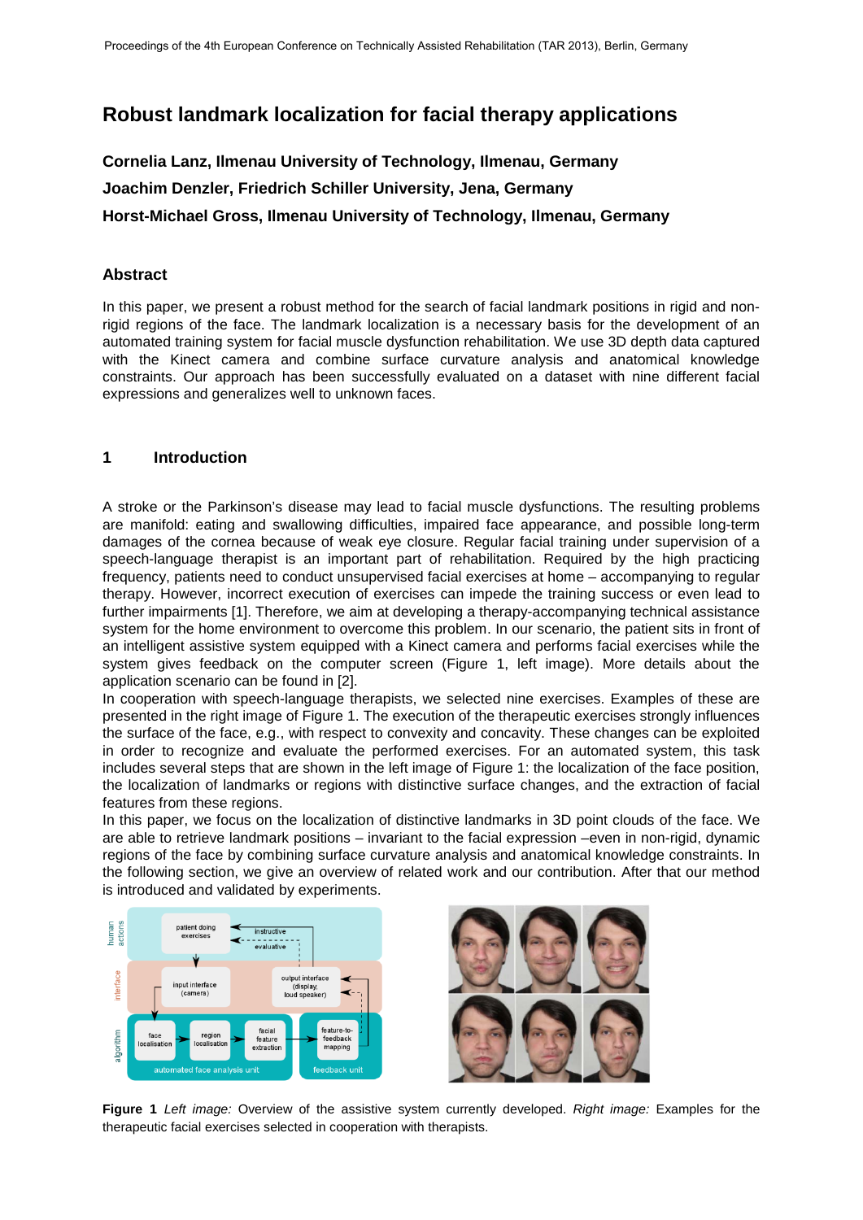# Robust landmark localization for facial therapy applications

**Cornelia Lanz, Ilmenau University of Technology, Ilmenau, Germany**

**Joachim Denzler, Friedrich Schiller University, Jena, Germany**

**Horst-Michael Gross, Ilmenau University of Technology, Ilmenau, Germany**

## Abstract

In this paper, we present a robust method for the search of facial landmark positions in rigid and non-rigid regions of the face. The landmark localization is a necessary basis for the development of an automated training system for facial muscle dysfunction rehabilitation. We use 3D depth data captured with the Kinect camera and combine surface curvature analysis and anatomical knowledge constraints. Our approach has been successfully evaluated on a dataset with nine different facial expressions and generalizes well to unknown faces.

## 1 Introduction

A stroke or the Parkinson's disease may lead to facial muscle dysfunctions. The resulting problems are manifold: eating and swallowing difficulties, impaired face appearance, and possible long-term damages of the cornea because of weak eye closure. Regular facial training under supervision of a speech-language therapist is an important part of rehabilitation. Required by the high practicing frequency, patients need to conduct unsupervised facial exercises at home – accompanying to regular therapy. However, incorrect execution of exercises can impede the training success or even lead to further impairments [1]. Therefore, we aim at developing a therapy-accompanying technical assistance system for the home environment to overcome this problem. In our scenario, the patient sits in front of an intelligent assistive system equipped with a Kinect camera and performs facial exercises while the system gives feedback on the computer screen (Figure 1, left image). More details about the application scenario can be found in [2].

In cooperation with speech-language therapists, we selected nine exercises. Examples of these are presented in the right image of Figure 1. The execution of the therapeutic exercises strongly influences the surface of the face, e.g., with respect to convexity and concavity. These changes can be exploited in order to recognize and evaluate the performed exercises. For an automated system, this task includes several steps that are shown in the left image of Figure 1: the localization of the face position, the localization of landmarks or regions with distinctive surface changes, and the extraction of facial features from these regions.

In this paper, we focus on the localization of distinctive landmarks in 3D point clouds of the face. We are able to retrieve landmark positions – invariant to the facial expression –even in non-rigid, dynamic regions of the face by combining surface curvature analysis and anatomical knowledge constraints. In the following section, we give an overview of related work and our contribution. After that our method is introduced and validated by experiments.

**Figure 1** *Left image:* Overview of the assistive system currently developed. *Right image:* Examples for the therapeutic facial exercises selected in cooperation with therapists.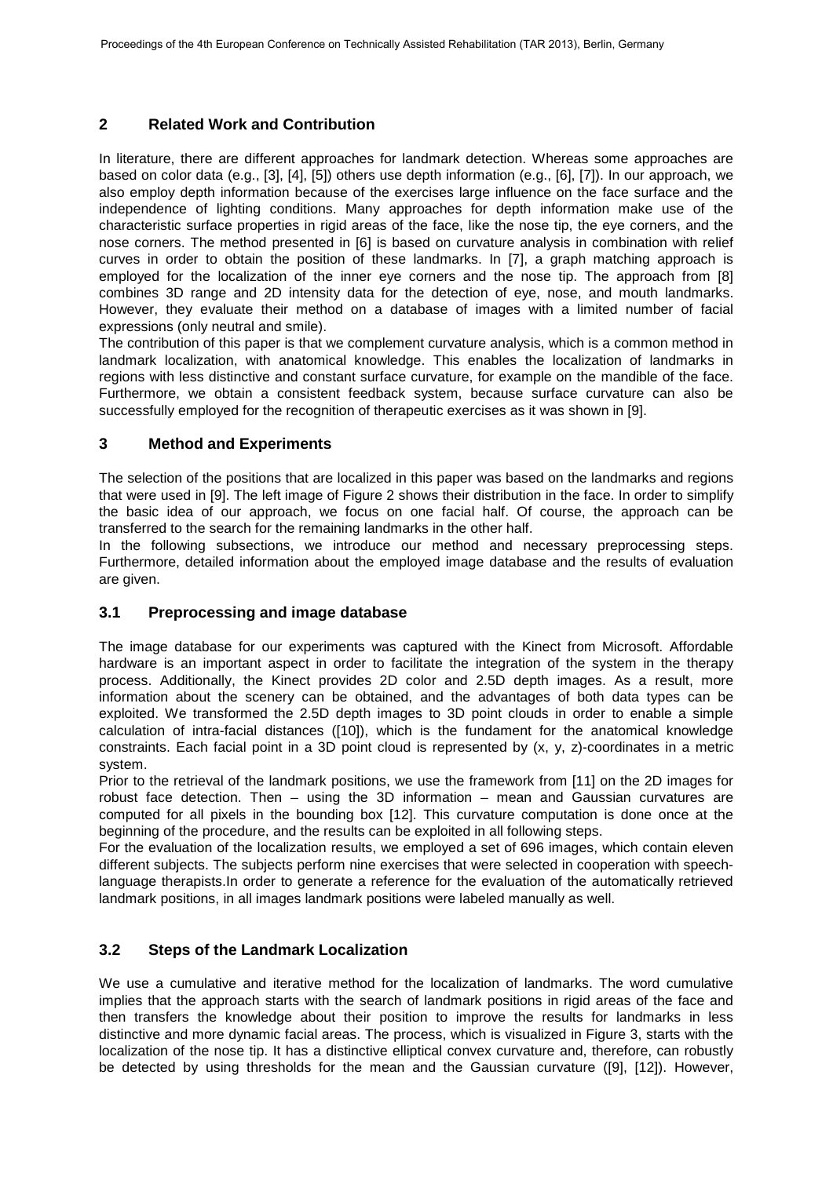## 2 Related Work and Contribution

In literature, there are different approaches for landmark detection. Whereas some approaches are based on color data (e.g., [3], [4], [5]) others use depth information (e.g., [6], [7]). In our approach, we also employ depth information because of the exercises large influence on the face surface and the independence of lighting conditions. Many approaches for depth information make use of the characteristic surface properties in rigid areas of the face, like the nose tip, the eye corners, and the nose corners. The method presented in [6] is based on curvature analysis in combination with relief curves in order to obtain the position of these landmarks. In [7], a graph matching approach is employed for the localization of the inner eye corners and the nose tip. The approach from [8] combines 3D range and 2D intensity data for the detection of eye, nose, and mouth landmarks. However, they evaluate their method on a database of images with a limited number of facial expressions (only neutral and smile).

The contribution of this paper is that we complement curvature analysis, which is a common method in landmark localization, with anatomical knowledge. This enables the localization of landmarks in regions with less distinctive and constant surface curvature, for example on the mandible of the face. Furthermore, we obtain a consistent feedback system, because surface curvature can also be successfully employed for the recognition of therapeutic exercises as it was shown in [9].

## 3 Method and Experiments

The selection of the positions that are localized in this paper was based on the landmarks and regions that were used in [9]. The left image of Figure 2 shows their distribution in the face. In order to simplify the basic idea of our approach, we focus on one facial half. Of course, the approach can be transferred to the search for the remaining landmarks in the other half.

In the following subsections, we introduce our method and necessary preprocessing steps. Furthermore, detailed information about the employed image database and the results of evaluation are given.

### 3.1 Preprocessing and image database

The image database for our experiments was captured with the Kinect from Microsoft. Affordable hardware is an important aspect in order to facilitate the integration of the system in the therapy process. Additionally, the Kinect provides 2D color and 2.5D depth images. As a result, more information about the scenery can be obtained, and the advantages of both data types can be exploited. We transformed the 2.5D depth images to 3D point clouds in order to enable a simple calculation of intra-facial distances ([10]), which is the fundament for the anatomical knowledge constraints. Each facial point in a 3D point cloud is represented by (x, y, z)-coordinates in a metric system.

Prior to the retrieval of the landmark positions, we use the framework from [11] on the 2D images for robust face detection. Then – using the 3D information – mean and Gaussian curvatures are computed for all pixels in the bounding box [12]. This curvature computation is done once at the beginning of the procedure, and the results can be exploited in all following steps.

For the evaluation of the localization results, we employed a set of 696 images, which contain eleven different subjects. The subjects perform nine exercises that were selected in cooperation with speech-language therapists.In order to generate a reference for the evaluation of the automatically retrieved landmark positions, in all images landmark positions were labeled manually as well.

### 3.2 Steps of the Landmark Localization

We use a cumulative and iterative method for the localization of landmarks. The word cumulative implies that the approach starts with the search of landmark positions in rigid areas of the face and then transfers the knowledge about their position to improve the results for landmarks in less distinctive and more dynamic facial areas. The process, which is visualized in Figure 3, starts with the localization of the nose tip. It has a distinctive elliptical convex curvature and, therefore, can robustly be detected by using thresholds for the mean and the Gaussian curvature ([9], [12]). However,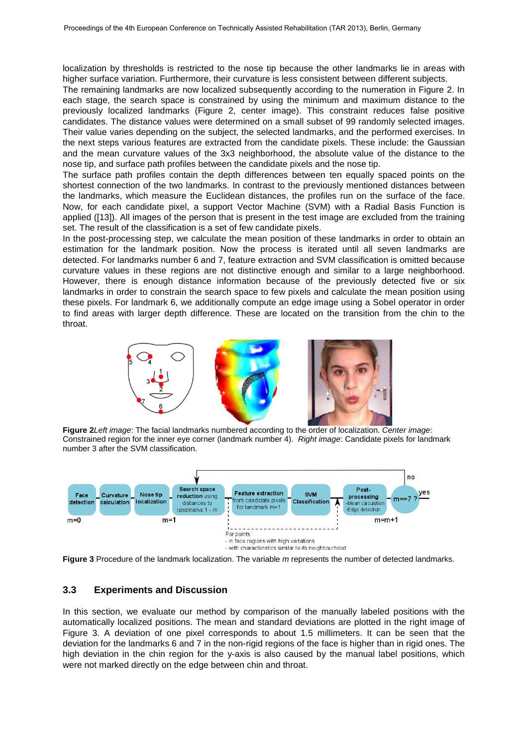localization by thresholds is restricted to the nose tip because the other landmarks lie in areas with higher surface variation. Furthermore, their curvature is less consistent between different subjects.
The remaining landmarks are now localized subsequently according to the numeration in Figure 2. In each stage, the search space is constrained by using the minimum and maximum distance to the previously localized landmarks (Figure 2, center image). This constraint reduces false positive candidates. The distance values were determined on a small subset of 99 randomly selected images. Their value varies depending on the subject, the selected landmarks, and the performed exercises. In the next steps various features are extracted from the candidate pixels. These include: the Gaussian and the mean curvature values of the 3x3 neighborhood, the absolute value of the distance to the nose tip, and surface path profiles between the candidate pixels and the nose tip.
The surface path profiles contain the depth differences between ten equally spaced points on the shortest connection of the two landmarks. In contrast to the previously mentioned distances between the landmarks, which measure the Euclidean distances, the profiles run on the surface of the face. Now, for each candidate pixel, a support Vector Machine (SVM) with a Radial Basis Function is applied ([13]). All images of the person that is present in the test image are excluded from the training set. The result of the classification is a set of few candidate pixels.
In the post-processing step, we calculate the mean position of these landmarks in order to obtain an estimation for the landmark position. Now the process is iterated until all seven landmarks are detected. For landmarks number 6 and 7, feature extraction and SVM classification is omitted because curvature values in these regions are not distinctive enough and similar to a large neighborhood. However, there is enough distance information because of the previously detected five or six landmarks in order to constrain the search space to few pixels and calculate the mean position using these pixels. For landmark 6, we additionally compute an edge image using a Sobel operator in order to find areas with larger depth difference. These are located on the transition from the chin to the throat.

**Figure 2** *Left image*: The facial landmarks numbered according to the order of localization. *Center image*: Constrained region for the inner eye corner (landmark number 4). *Right image*: Candidate pixels for landmark number 3 after the SVM classification.

**Figure 3** Procedure of the landmark localization. The variable *m* represents the number of detected landmarks.

## 3.3 Experiments and Discussion

In this section, we evaluate our method by comparison of the manually labeled positions with the automatically localized positions. The mean and standard deviations are plotted in the right image of Figure 3. A deviation of one pixel corresponds to about 1.5 millimeters. It can be seen that the deviation for the landmarks 6 and 7 in the non-rigid regions of the face is higher than in rigid ones. The high deviation in the chin region for the y-axis is also caused by the manual label positions, which were not marked directly on the edge between chin and throat.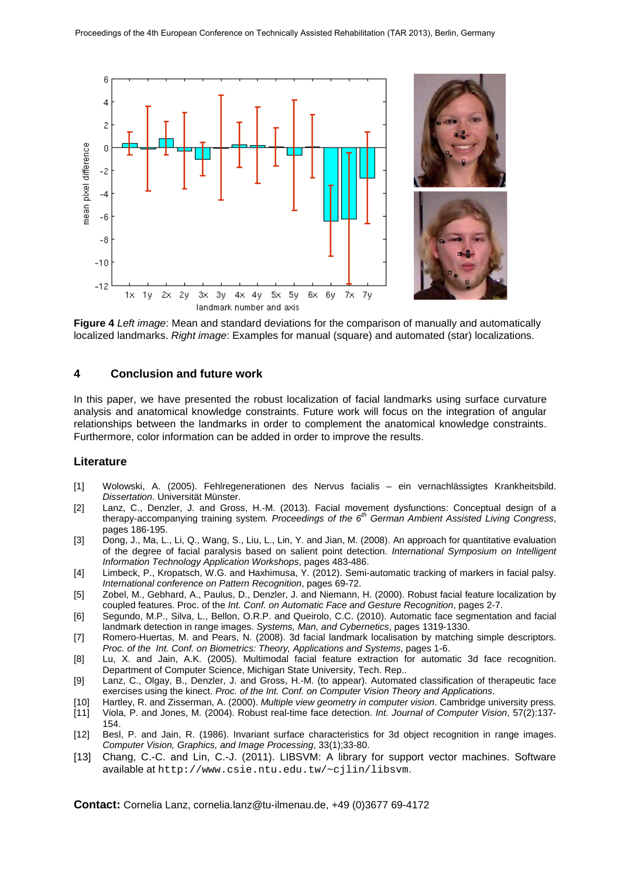6
4
2
0
-2
-4
-6
-8
-10
-12

mean pixel difference

1x 1y 2x 2y 3x 3y 4x 4y 5x 5y 6x 6y 7x 7y

landmark number and axis

**Figure 4** *Left image*: Mean and standard deviations for the comparison of manually and automatically localized landmarks. *Right image*: Examples for manual (square) and automated (star) localizations.

## 4 Conclusion and future work

In this paper, we have presented the robust localization of facial landmarks using surface curvature analysis and anatomical knowledge constraints. Future work will focus on the integration of angular relationships between the landmarks in order to complement the anatomical knowledge constraints. Furthermore, color information can be added in order to improve the results.

## Literature

[1] Wolowski, A. (2005). Fehlregenerationen des Nervus facialis – ein vernachlässigtes Krankheitsbild. *Dissertation*. Universität Münster.

[2] Lanz, C., Denzler, J. and Gross, H.-M. (2013). Facial movement dysfunctions: Conceptual design of a therapy-accompanying training system. *Proceedings of the 6th German Ambient Assisted Living Congress*, pages 186-195.

[3] Dong, J., Ma, L., Li, Q., Wang, S., Liu, L., Lin, Y. and Jian, M. (2008). An approach for quantitative evaluation of the degree of facial paralysis based on salient point detection. *International Symposium on Intelligent Information Technology Application Workshops*, pages 483-486.

[4] Limbeck, P., Kropatsch, W.G. and Haxhimusa, Y. (2012). Semi-automatic tracking of markers in facial palsy. *International conference on Pattern Recognition*, pages 69-72.

[5] Zobel, M., Gebhard, A., Paulus, D., Denzler, J. and Niemann, H. (2000). Robust facial feature localization by coupled features. Proc. of the *Int. Conf. on Automatic Face and Gesture Recognition*, pages 2-7.

[6] Segundo, M.P., Silva, L., Bellon, O.R.P. and Queirolo, C.C. (2010). Automatic face segmentation and facial landmark detection in range images. *Systems, Man, and Cybernetics*, pages 1319-1330.

[7] Romero-Huertas, M. and Pears, N. (2008). 3d facial landmark localisation by matching simple descriptors. *Proc. of the Int. Conf. on Biometrics: Theory, Applications and Systems*, pages 1-6.

[8] Lu, X. and Jain, A.K. (2005). Multimodal facial feature extraction for automatic 3d face recognition. Department of Computer Science, Michigan State University, Tech. Rep..

[9] Lanz, C., Olgay, B., Denzler, J. and Gross, H.-M. (to appear). Automated classification of therapeutic face exercises using the kinect. *Proc. of the Int. Conf. on Computer Vision Theory and Applications*.

[10] Hartley, R. and Zisserman, A. (2000). *Multiple view geometry in computer vision*. Cambridge university press.

[11] Viola, P. and Jones, M. (2004). Robust real-time face detection. *Int. Journal of Computer Vision*, 57(2):137-154.

[12] Besl, P. and Jain, R. (1986). Invariant surface characteristics for 3d object recognition in range images. *Computer Vision, Graphics, and Image Processing*, 33(1);33-80.

[13] Chang, C.-C. and Lin, C.-J. (2011). LIBSVM: A library for support vector machines. Software available at `http://www.csie.ntu.edu.tw/~cjlin/libsvm`.

**Contact:** Cornelia Lanz, cornelia.lanz@tu-ilmenau.de, +49 (0)3677 69-4172